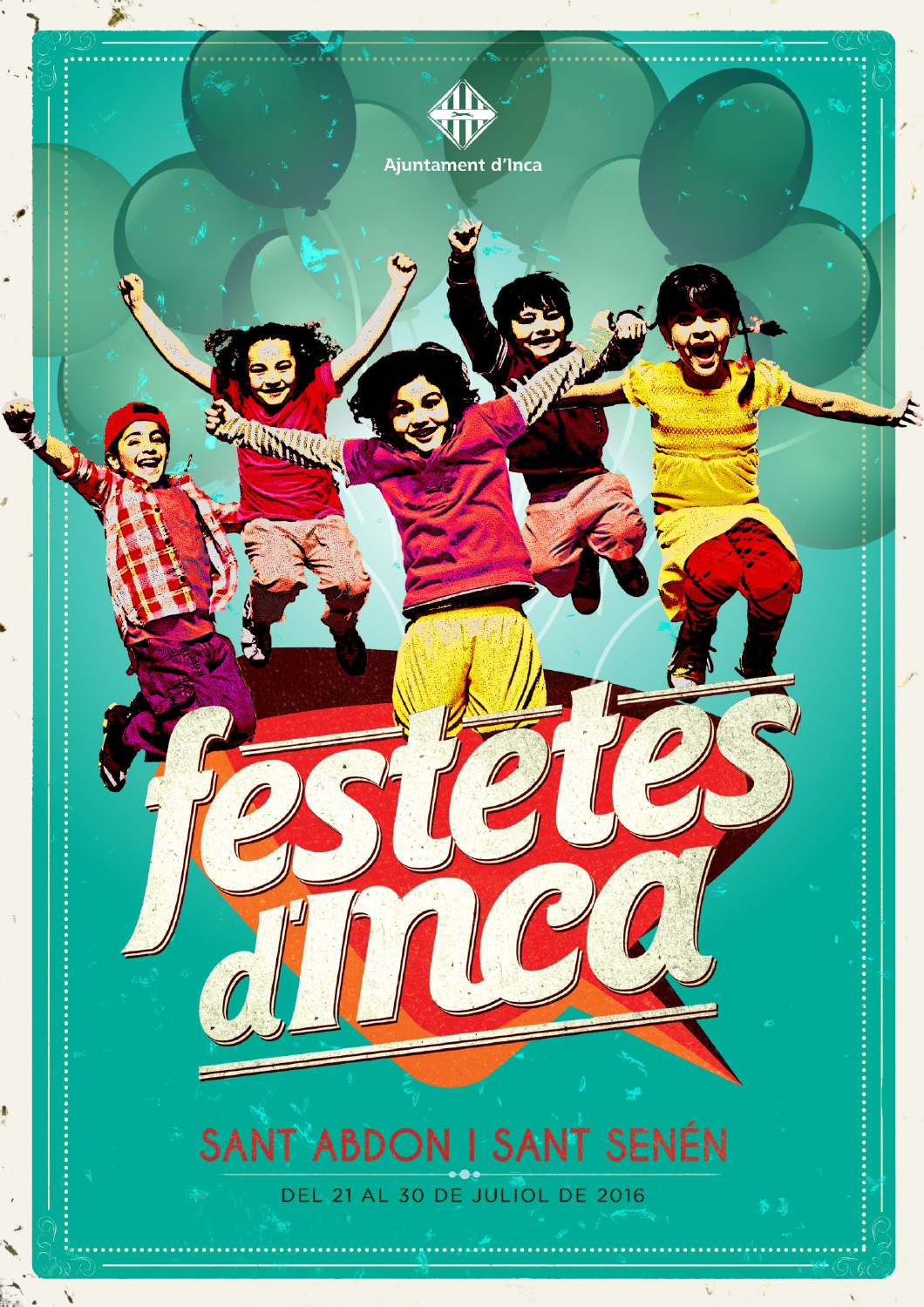Ajuntament d'Inca

# festetes d'Inca

## SANT ABDON I SANT SENÉN

DEL 21 AL 30 DE JULIOL DE 2016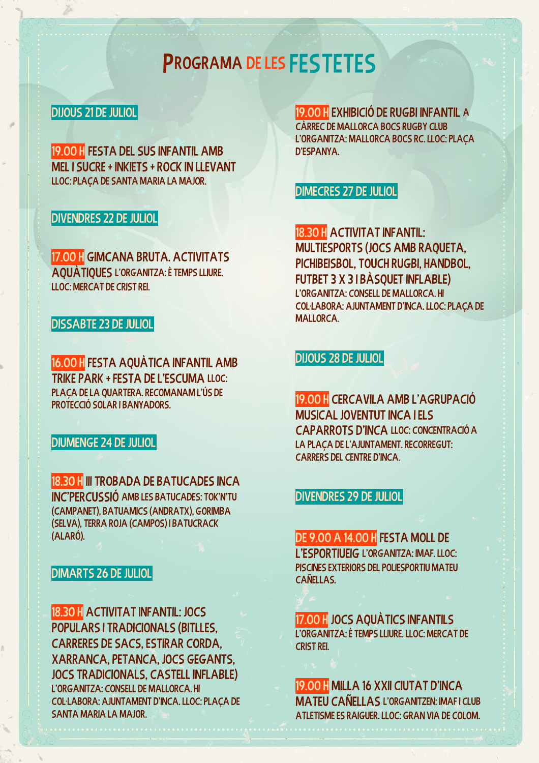# Programa de les FESTETES

## DIJOUS 21 DE JULIOL

**19.00 H** **FESTA DEL SUS INFANTIL AMB MEL I SUCRE + INKIETS + ROCK IN LLEVANT**
LLOC: PLAÇA DE SANTA MARIA LA MAJOR.

## DIVENDRES 22 DE JULIOL

**17.00 H** **GIMCANA BRUTA. ACTIVITATS AQUÀTIQUES** L'ORGANITZA: È TEMPS LLIURE. LLOC: MERCAT DE CRIST REI.

## DISSABTE 23 DE JULIOL

**16.00 H** **FESTA AQUÀTICA INFANTIL AMB TRIKE PARK + FESTA DE L'ESCUMA** LLOC: PLAÇA DE LA QUARTERA. RECOMANAM L'ÚS DE PROTECCIÓ SOLAR I BANYADORS.

## DIUMENGE 24 DE JULIOL

**18.30 H** **III TROBADA DE BATUCADES INCA INC'PERCUSSIÓ** AMB LES BATUCADES: TOK'N'TU (CAMPANET), BATUAMICS (ANDRATX), GORIMBA (SELVA), TERRA ROJA (CAMPOS) I BATUCRACK (ALARÓ).

## DIMARTS 26 DE JULIOL

**18.30 H** **ACTIVITAT INFANTIL: JOCS POPULARS I TRADICIONALS (BITLLES, CARRERES DE SACS, ESTIRAR CORDA, XARRANCA, PETANCA, JOCS GEGANTS, JOCS TRADICIONALS, CASTELL INFLABLE)**
L'ORGANITZA: CONSELL DE MALLORCA. HI COL·LABORA: AJUNTAMENT D'INCA. LLOC: PLAÇA DE SANTA MARIA LA MAJOR.

**19.00 H** **EXHIBICIÓ DE RUGBI INFANTIL** A CÀRREC DE MALLORCA BOCS RUGBY CLUB L'ORGANITZA: MALLORCA BOCS RC. LLOC: PLAÇA D'ESPANYA.

## DIMECRES 27 DE JULIOL

**18.30 H** **ACTIVITAT INFANTIL: MULTIESPORTS (JOCS AMB RAQUETA, PICHIBEISBOL, TOUCH RUGBI, HANDBOL, FUTBET 3 X 3 I BÀSQUET INFLABLE)**
L'ORGANITZA: CONSELL DE MALLORCA. HI COL·LABORA: AJUNTAMENT D'INCA. LLOC: PLAÇA DE MALLORCA.

## DIJOUS 28 DE JULIOL

**19.00 H** **CERCAVILA AMB L'AGRUPACIÓ MUSICAL JOVENTUT INCA I ELS CAPARROTS D'INCA** LLOC: CONCENTRACIÓ A LA PLAÇA DE L'AJUNTAMENT. RECORREGUT: CARRERS DEL CENTRE D'INCA.

## DIVENDRES 29 DE JULIOL

**DE 9.00 A 14.00 H** **FESTA MOLL DE L'ESPORTIUEIG** L'ORGANITZA: IMAF. LLOC: PISCINES EXTERIORS DEL POLIESPORTIU MATEU CAÑELLAS.

**17.00 H** **JOCS AQUÀTICS INFANTILS**
L'ORGANITZA: È TEMPS LLIURE. LLOC: MERCAT DE CRIST REI.

**19.00 H** **MILLA 16 XXII CIUTAT D'INCA MATEU CAÑELLAS** L'ORGANITZEN: IMAF I CLUB ATLETISME ES RAIGUER. LLOC: GRAN VIA DE COLOM.